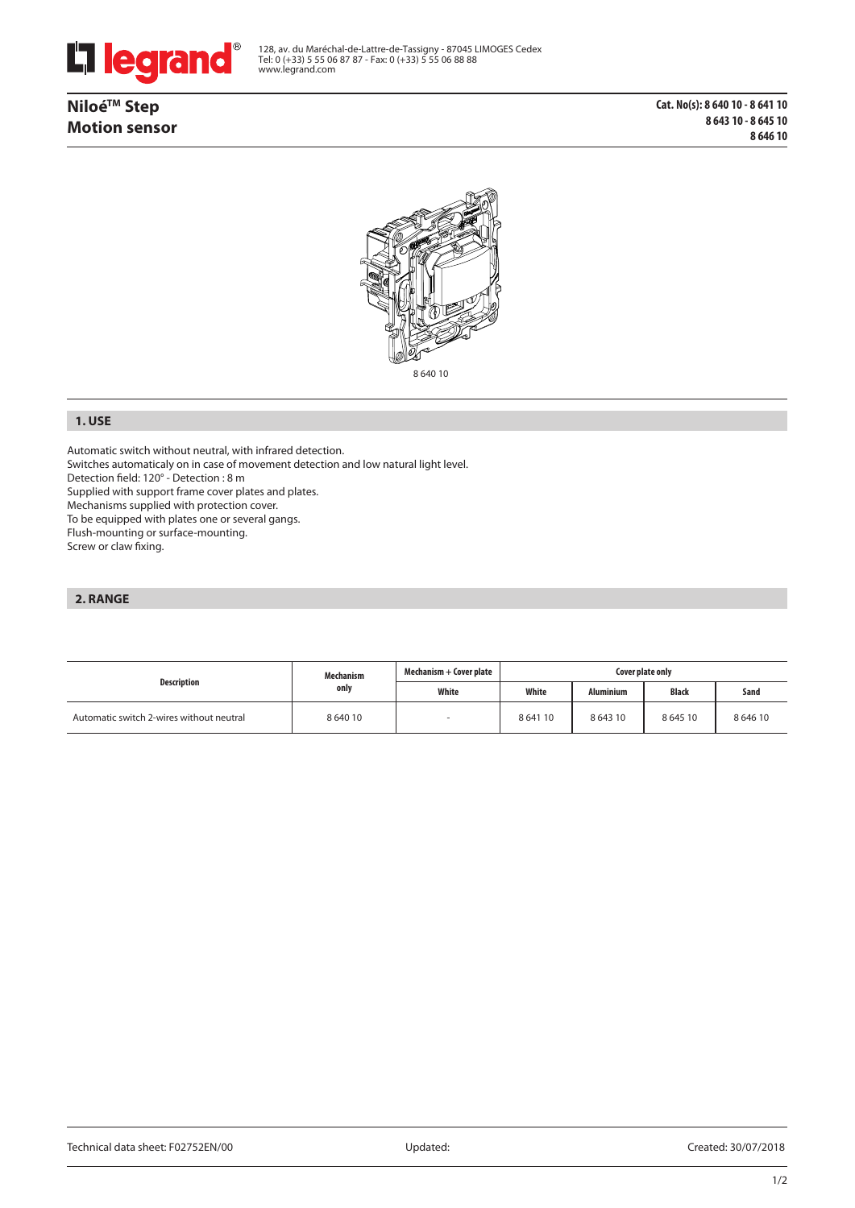128, av. du Maréchal-de-Lattre-de-Tassigny - 87045 LIMOGES Cedex
Tel: 0 (+33) 5 55 06 87 87 - Fax: 0 (+33) 5 55 06 88 88
www.legrand.com

# Niloé™ Step
# Motion sensor

**Cat. No(s): 8 640 10 - 8 641 10
8 643 10 - 8 645 10
8 646 10**

8 640 10

## 1. USE

Automatic switch without neutral, with infrared detection.
Switches automaticaly on in case of movement detection and low natural light level.
Detection field: 120° - Detection : 8 m
Supplied with support frame cover plates and plates.
Mechanisms supplied with protection cover.
To be equipped with plates one or several gangs.
Flush-mounting or surface-mounting.
Screw or claw fixing.

## 2. RANGE

| Description | Mechanism only | Mechanism + Cover plate | Cover plate only | | | |
|---|---|---|---|---|---|---|
| | | White | White | Aluminium | Black | Sand |
| Automatic switch 2-wires without neutral | 8 640 10 | - | 8 641 10 | 8 643 10 | 8 645 10 | 8 646 10 |

Technical data sheet: F02752EN/00 Updated: Created: 30/07/2018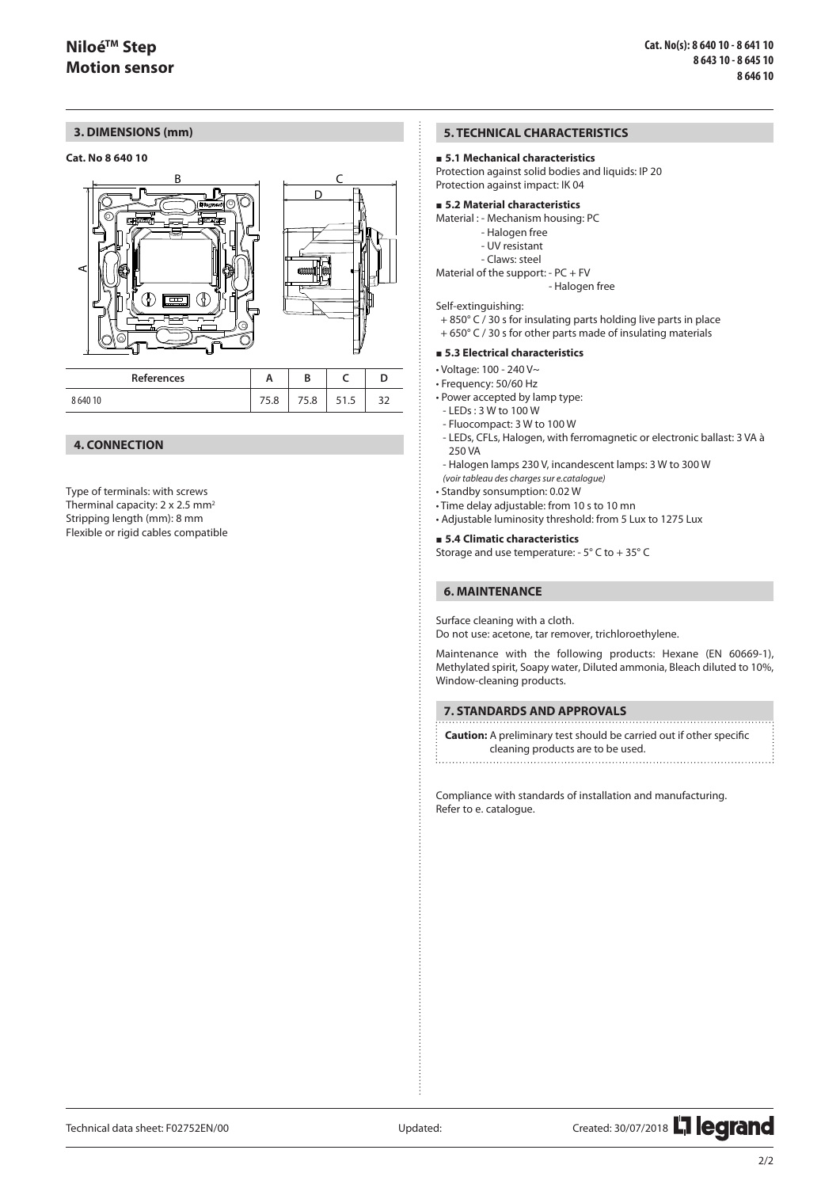# Niloé™ Step Motion sensor

**Cat. No(s): 8 640 10 - 8 641 10 8 643 10 - 8 645 10 8 646 10**

## 3. DIMENSIONS (mm)

**Cat. No 8 640 10**

B
C
D
A

| References | A | B | C | D |
|---|---|---|---|---|
| 8 640 10 | 75.8 | 75.8 | 51.5 | 32 |

## 4. CONNECTION

Type of terminals: with screws
Therminal capacity: 2 x 2.5 mm²
Stripping length (mm): 8 mm
Flexible or rigid cables compatible

## 5. TECHNICAL CHARACTERISTICS

### ■ 5.1 Mechanical characteristics

Protection against solid bodies and liquids: IP 20
Protection against impact: IK 04

### ■ 5.2 Material characteristics

Material : - Mechanism housing: PC
- Halogen free
- UV resistant
- Claws: steel

Material of the support: - PC + FV
- Halogen free

Self-extinguishing:
+ 850° C / 30 s for insulating parts holding live parts in place
+ 650° C / 30 s for other parts made of insulating materials

### ■ 5.3 Electrical characteristics

- Voltage: 100 - 240 V~
- Frequency: 50/60 Hz
- Power accepted by lamp type:
  - LEDs : 3 W to 100 W
  - Fluocompact: 3 W to 100 W
  - LEDs, CFLs, Halogen, with ferromagnetic or electronic ballast: 3 VA à 250 VA
  - Halogen lamps 230 V, incandescent lamps: 3 W to 300 W
  *(voir tableau des charges sur e.catalogue)*
- Standby sonsumption: 0.02 W
- Time delay adjustable: from 10 s to 10 mn
- Adjustable luminosity threshold: from 5 Lux to 1275 Lux

### ■ 5.4 Climatic characteristics

Storage and use temperature: - 5° C to + 35° C

## 6. MAINTENANCE

Surface cleaning with a cloth.
Do not use: acetone, tar remover, trichloroethylene.

Maintenance with the following products: Hexane (EN 60669-1), Methylated spirit, Soapy water, Diluted ammonia, Bleach diluted to 10%, Window-cleaning products.

## 7. STANDARDS AND APPROVALS

**Caution:** A preliminary test should be carried out if other specific cleaning products are to be used.

Compliance with standards of installation and manufacturing.
Refer to e. catalogue.

Technical data sheet: F02752EN/00 Updated: Created: 30/07/2018